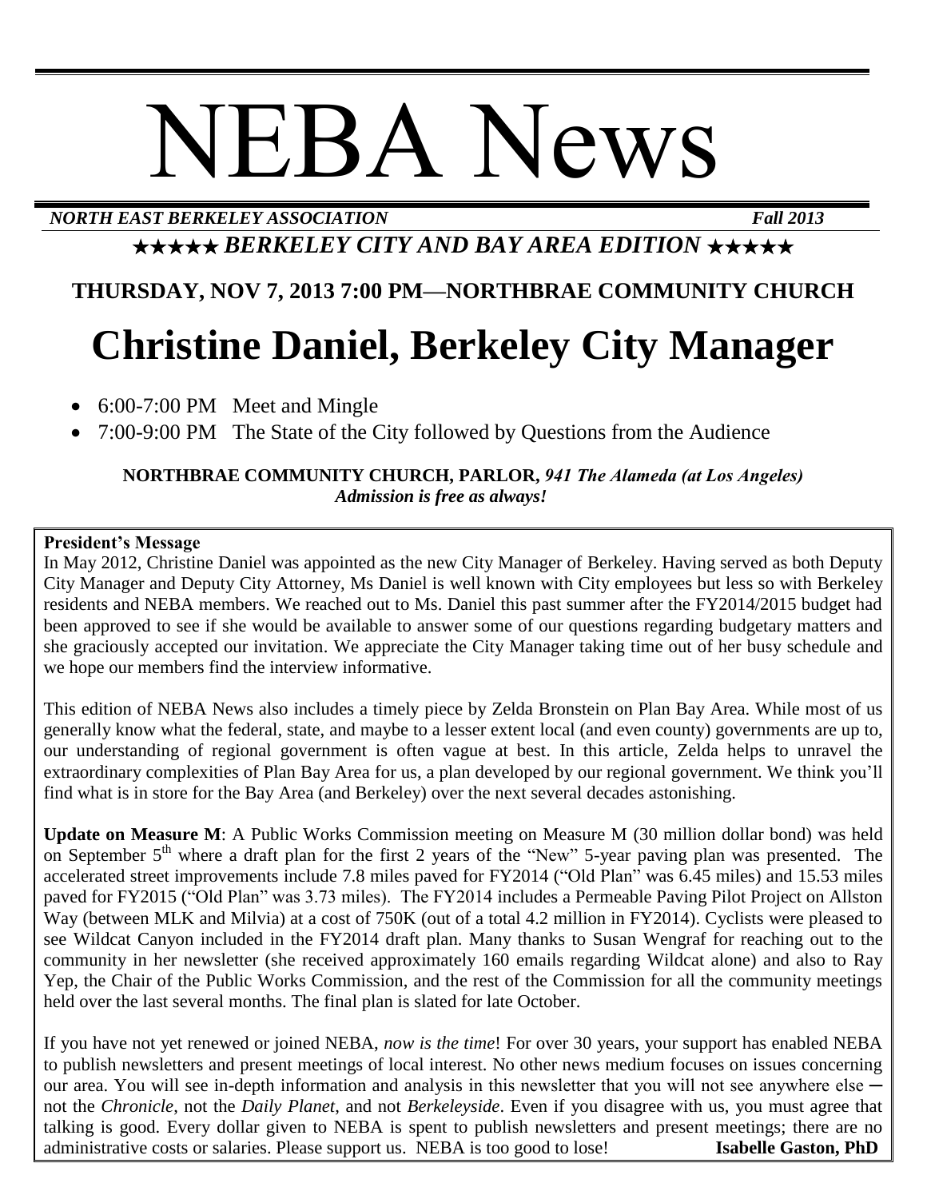# NEBA News

***NORTH EAST BERKELEY ASSOCIATION*** ***Fall 2013***

★★★★★ ***BERKELEY CITY AND BAY AREA EDITION*** ★★★★★

**THURSDAY, NOV 7, 2013 7:00 PM—NORTHBRAE COMMUNITY CHURCH**

# Christine Daniel, Berkeley City Manager

- 6:00-7:00 PM Meet and Mingle
- 7:00-9:00 PM The State of the City followed by Questions from the Audience

**NORTHBRAE COMMUNITY CHURCH, PARLOR,** ***941 The Alameda (at Los Angeles)***
***Admission is free as always!***

**President's Message**

In May 2012, Christine Daniel was appointed as the new City Manager of Berkeley. Having served as both Deputy City Manager and Deputy City Attorney, Ms Daniel is well known with City employees but less so with Berkeley residents and NEBA members. We reached out to Ms. Daniel this past summer after the FY2014/2015 budget had been approved to see if she would be available to answer some of our questions regarding budgetary matters and she graciously accepted our invitation. We appreciate the City Manager taking time out of her busy schedule and we hope our members find the interview informative.

This edition of NEBA News also includes a timely piece by Zelda Bronstein on Plan Bay Area. While most of us generally know what the federal, state, and maybe to a lesser extent local (and even county) governments are up to, our understanding of regional government is often vague at best. In this article, Zelda helps to unravel the extraordinary complexities of Plan Bay Area for us, a plan developed by our regional government. We think you'll find what is in store for the Bay Area (and Berkeley) over the next several decades astonishing.

**Update on Measure M**: A Public Works Commission meeting on Measure M (30 million dollar bond) was held on September 5$^{th}$ where a draft plan for the first 2 years of the "New" 5-year paving plan was presented. The accelerated street improvements include 7.8 miles paved for FY2014 ("Old Plan" was 6.45 miles) and 15.53 miles paved for FY2015 ("Old Plan" was 3.73 miles). The FY2014 includes a Permeable Paving Pilot Project on Allston Way (between MLK and Milvia) at a cost of 750K (out of a total 4.2 million in FY2014). Cyclists were pleased to see Wildcat Canyon included in the FY2014 draft plan. Many thanks to Susan Wengraf for reaching out to the community in her newsletter (she received approximately 160 emails regarding Wildcat alone) and also to Ray Yep, the Chair of the Public Works Commission, and the rest of the Commission for all the community meetings held over the last several months. The final plan is slated for late October.

If you have not yet renewed or joined NEBA, *now is the time*! For over 30 years, your support has enabled NEBA to publish newsletters and present meetings of local interest. No other news medium focuses on issues concerning our area. You will see in-depth information and analysis in this newsletter that you will not see anywhere else – not the *Chronicle*, not the *Daily Planet*, and not *Berkeleyside*. Even if you disagree with us, you must agree that talking is good. Every dollar given to NEBA is spent to publish newsletters and present meetings; there are no administrative costs or salaries. Please support us. NEBA is too good to lose! **Isabelle Gaston, PhD**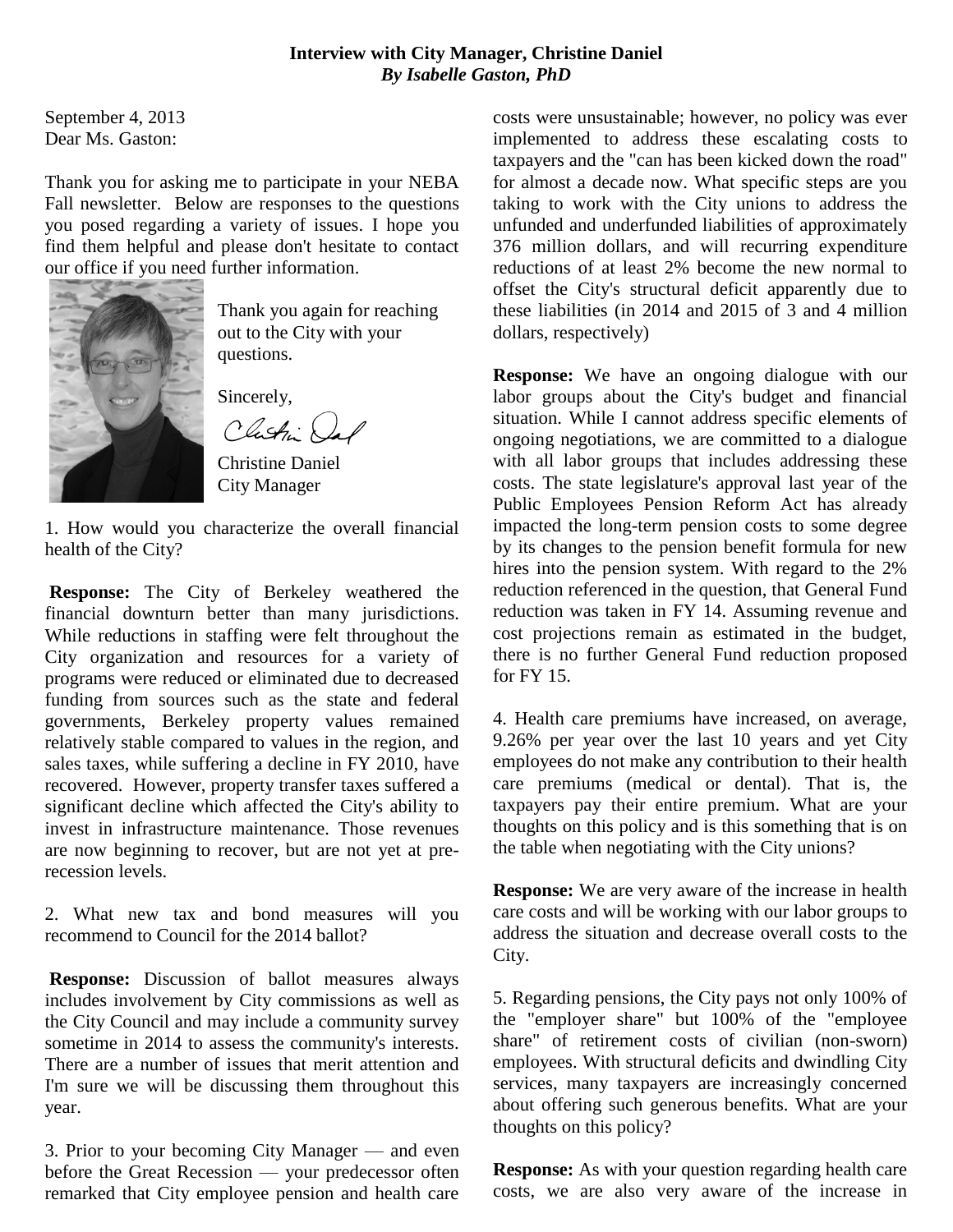**Interview with City Manager, Christine Daniel**
***By Isabelle Gaston, PhD***

September 4, 2013
Dear Ms. Gaston:

Thank you for asking me to participate in your NEBA Fall newsletter. Below are responses to the questions you posed regarding a variety of issues. I hope you find them helpful and please don't hesitate to contact our office if you need further information.

Thank you again for reaching out to the City with your questions.

Sincerely,

Christine Daniel
City Manager

1. How would you characterize the overall financial health of the City?

**Response:** The City of Berkeley weathered the financial downturn better than many jurisdictions. While reductions in staffing were felt throughout the City organization and resources for a variety of programs were reduced or eliminated due to decreased funding from sources such as the state and federal governments, Berkeley property values remained relatively stable compared to values in the region, and sales taxes, while suffering a decline in FY 2010, have recovered. However, property transfer taxes suffered a significant decline which affected the City's ability to invest in infrastructure maintenance. Those revenues are now beginning to recover, but are not yet at pre-recession levels.

2. What new tax and bond measures will you recommend to Council for the 2014 ballot?

**Response:** Discussion of ballot measures always includes involvement by City commissions as well as the City Council and may include a community survey sometime in 2014 to assess the community's interests. There are a number of issues that merit attention and I'm sure we will be discussing them throughout this year.

3. Prior to your becoming City Manager — and even before the Great Recession — your predecessor often remarked that City employee pension and health care costs were unsustainable; however, no policy was ever implemented to address these escalating costs to taxpayers and the "can has been kicked down the road" for almost a decade now. What specific steps are you taking to work with the City unions to address the unfunded and underfunded liabilities of approximately 376 million dollars, and will recurring expenditure reductions of at least 2% become the new normal to offset the City's structural deficit apparently due to these liabilities (in 2014 and 2015 of 3 and 4 million dollars, respectively)

**Response:** We have an ongoing dialogue with our labor groups about the City's budget and financial situation. While I cannot address specific elements of ongoing negotiations, we are committed to a dialogue with all labor groups that includes addressing these costs. The state legislature's approval last year of the Public Employees Pension Reform Act has already impacted the long-term pension costs to some degree by its changes to the pension benefit formula for new hires into the pension system. With regard to the 2% reduction referenced in the question, that General Fund reduction was taken in FY 14. Assuming revenue and cost projections remain as estimated in the budget, there is no further General Fund reduction proposed for FY 15.

4. Health care premiums have increased, on average, 9.26% per year over the last 10 years and yet City employees do not make any contribution to their health care premiums (medical or dental). That is, the taxpayers pay their entire premium. What are your thoughts on this policy and is this something that is on the table when negotiating with the City unions?

**Response:** We are very aware of the increase in health care costs and will be working with our labor groups to address the situation and decrease overall costs to the City.

5. Regarding pensions, the City pays not only 100% of the "employer share" but 100% of the "employee share" of retirement costs of civilian (non-sworn) employees. With structural deficits and dwindling City services, many taxpayers are increasingly concerned about offering such generous benefits. What are your thoughts on this policy?

**Response:** As with your question regarding health care costs, we are also very aware of the increase in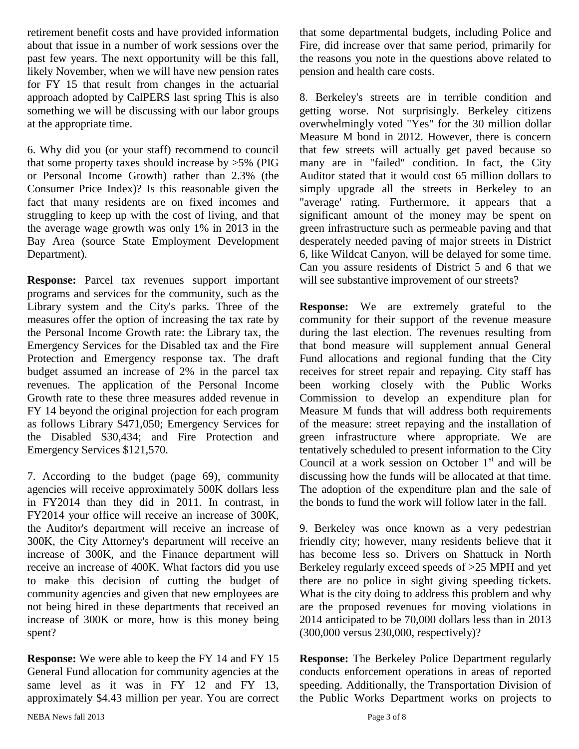retirement benefit costs and have provided information about that issue in a number of work sessions over the past few years. The next opportunity will be this fall, likely November, when we will have new pension rates for FY 15 that result from changes in the actuarial approach adopted by CalPERS last spring This is also something we will be discussing with our labor groups at the appropriate time.

6. Why did you (or your staff) recommend to council that some property taxes should increase by >5% (PIG or Personal Income Growth) rather than 2.3% (the Consumer Price Index)? Is this reasonable given the fact that many residents are on fixed incomes and struggling to keep up with the cost of living, and that the average wage growth was only 1% in 2013 in the Bay Area (source State Employment Development Department).

**Response:** Parcel tax revenues support important programs and services for the community, such as the Library system and the City's parks. Three of the measures offer the option of increasing the tax rate by the Personal Income Growth rate: the Library tax, the Emergency Services for the Disabled tax and the Fire Protection and Emergency response tax. The draft budget assumed an increase of 2% in the parcel tax revenues. The application of the Personal Income Growth rate to these three measures added revenue in FY 14 beyond the original projection for each program as follows Library $471,050; Emergency Services for the Disabled $30,434; and Fire Protection and Emergency Services $121,570.

7. According to the budget (page 69), community agencies will receive approximately 500K dollars less in FY2014 than they did in 2011. In contrast, in FY2014 your office will receive an increase of 300K, the Auditor's department will receive an increase of 300K, the City Attorney's department will receive an increase of 300K, and the Finance department will receive an increase of 400K. What factors did you use to make this decision of cutting the budget of community agencies and given that new employees are not being hired in these departments that received an increase of 300K or more, how is this money being spent?

**Response:** We were able to keep the FY 14 and FY 15 General Fund allocation for community agencies at the same level as it was in FY 12 and FY 13, approximately $4.43 million per year. You are correct that some departmental budgets, including Police and Fire, did increase over that same period, primarily for the reasons you note in the questions above related to pension and health care costs.

8. Berkeley's streets are in terrible condition and getting worse. Not surprisingly. Berkeley citizens overwhelmingly voted "Yes" for the 30 million dollar Measure M bond in 2012. However, there is concern that few streets will actually get paved because so many are in "failed" condition. In fact, the City Auditor stated that it would cost 65 million dollars to simply upgrade all the streets in Berkeley to an "average' rating. Furthermore, it appears that a significant amount of the money may be spent on green infrastructure such as permeable paving and that desperately needed paving of major streets in District 6, like Wildcat Canyon, will be delayed for some time. Can you assure residents of District 5 and 6 that we will see substantive improvement of our streets?

**Response:** We are extremely grateful to the community for their support of the revenue measure during the last election. The revenues resulting from that bond measure will supplement annual General Fund allocations and regional funding that the City receives for street repair and repaving. City staff has been working closely with the Public Works Commission to develop an expenditure plan for Measure M funds that will address both requirements of the measure: street repaving and the installation of green infrastructure where appropriate. We are tentatively scheduled to present information to the City Council at a work session on October 1st and will be discussing how the funds will be allocated at that time. The adoption of the expenditure plan and the sale of the bonds to fund the work will follow later in the fall.

9. Berkeley was once known as a very pedestrian friendly city; however, many residents believe that it has become less so. Drivers on Shattuck in North Berkeley regularly exceed speeds of >25 MPH and yet there are no police in sight giving speeding tickets. What is the city doing to address this problem and why are the proposed revenues for moving violations in 2014 anticipated to be 70,000 dollars less than in 2013 (300,000 versus 230,000, respectively)?

**Response:** The Berkeley Police Department regularly conducts enforcement operations in areas of reported speeding. Additionally, the Transportation Division of the Public Works Department works on projects to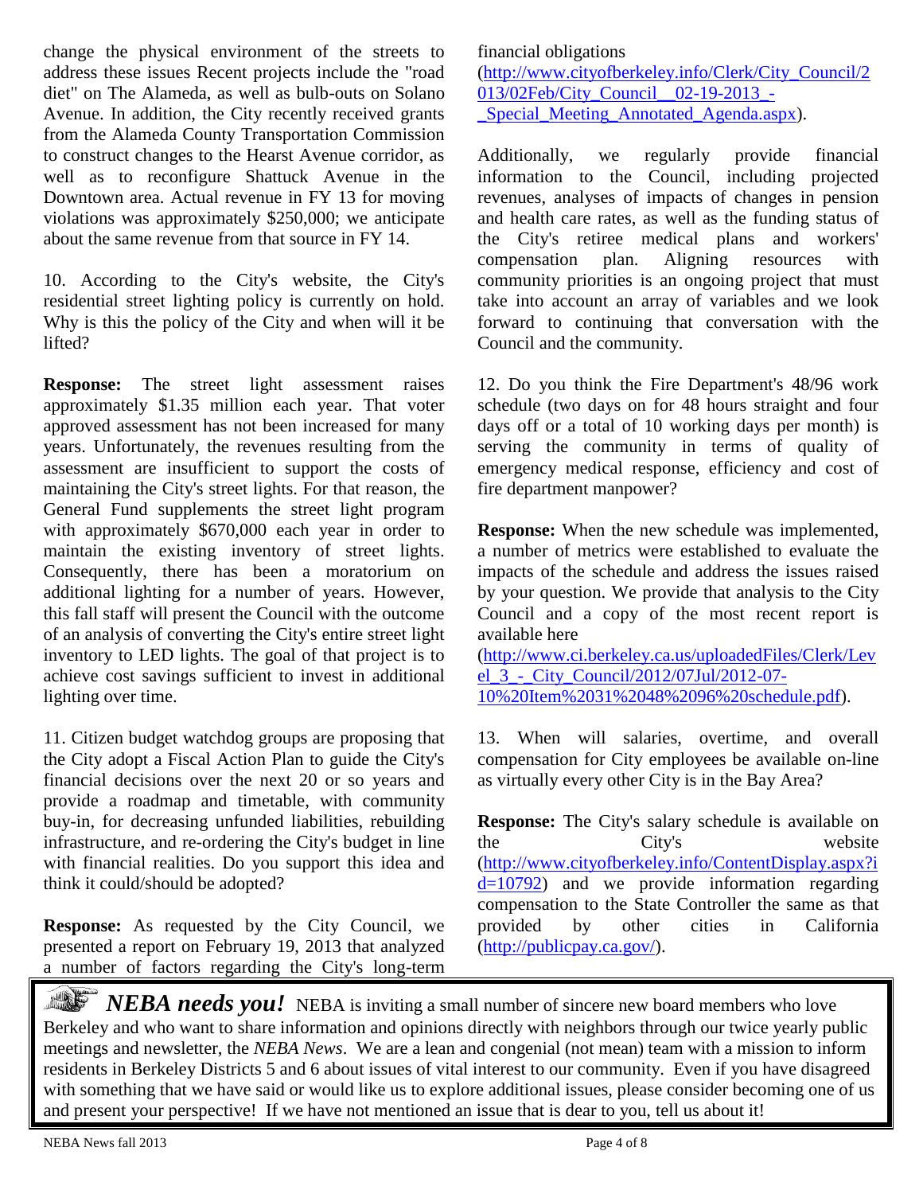change the physical environment of the streets to address these issues Recent projects include the "road diet" on The Alameda, as well as bulb-outs on Solano Avenue. In addition, the City recently received grants from the Alameda County Transportation Commission to construct changes to the Hearst Avenue corridor, as well as to reconfigure Shattuck Avenue in the Downtown area. Actual revenue in FY 13 for moving violations was approximately $250,000; we anticipate about the same revenue from that source in FY 14.

10. According to the City's website, the City's residential street lighting policy is currently on hold. Why is this the policy of the City and when will it be lifted?

**Response:** The street light assessment raises approximately $1.35 million each year. That voter approved assessment has not been increased for many years. Unfortunately, the revenues resulting from the assessment are insufficient to support the costs of maintaining the City's street lights. For that reason, the General Fund supplements the street light program with approximately $670,000 each year in order to maintain the existing inventory of street lights. Consequently, there has been a moratorium on additional lighting for a number of years. However, this fall staff will present the Council with the outcome of an analysis of converting the City's entire street light inventory to LED lights. The goal of that project is to achieve cost savings sufficient to invest in additional lighting over time.

11. Citizen budget watchdog groups are proposing that the City adopt a Fiscal Action Plan to guide the City's financial decisions over the next 20 or so years and provide a roadmap and timetable, with community buy-in, for decreasing unfunded liabilities, rebuilding infrastructure, and re-ordering the City's budget in line with financial realities. Do you support this idea and think it could/should be adopted?

**Response:** As requested by the City Council, we presented a report on February 19, 2013 that analyzed a number of factors regarding the City's long-term financial obligations (http://www.cityofberkeley.info/Clerk/City_Council/2013/02Feb/City_Council__02-19-2013_-_Special_Meeting_Annotated_Agenda.aspx).

Additionally, we regularly provide financial information to the Council, including projected revenues, analyses of impacts of changes in pension and health care rates, as well as the funding status of the City's retiree medical plans and workers' compensation plan. Aligning resources with community priorities is an ongoing project that must take into account an array of variables and we look forward to continuing that conversation with the Council and the community.

12. Do you think the Fire Department's 48/96 work schedule (two days on for 48 hours straight and four days off or a total of 10 working days per month) is serving the community in terms of quality of emergency medical response, efficiency and cost of fire department manpower?

**Response:** When the new schedule was implemented, a number of metrics were established to evaluate the impacts of the schedule and address the issues raised by your question. We provide that analysis to the City Council and a copy of the most recent report is available here (http://www.ci.berkeley.ca.us/uploadedFiles/Clerk/Level_3_-_City_Council/2012/07Jul/2012-07-10%20Item%2031%2048%2096%20schedule.pdf).

13. When will salaries, overtime, and overall compensation for City employees be available on-line as virtually every other City is in the Bay Area?

**Response:** The City's salary schedule is available on the City's website (http://www.cityofberkeley.info/ContentDisplay.aspx?id=10792) and we provide information regarding compensation to the State Controller the same as that provided by other cities in California (http://publicpay.ca.gov/).

***NEBA needs you!*** NEBA is inviting a small number of sincere new board members who love Berkeley and who want to share information and opinions directly with neighbors through our twice yearly public meetings and newsletter, the *NEBA News*. We are a lean and congenial (not mean) team with a mission to inform residents in Berkeley Districts 5 and 6 about issues of vital interest to our community. Even if you have disagreed with something that we have said or would like us to explore additional issues, please consider becoming one of us and present your perspective! If we have not mentioned an issue that is dear to you, tell us about it!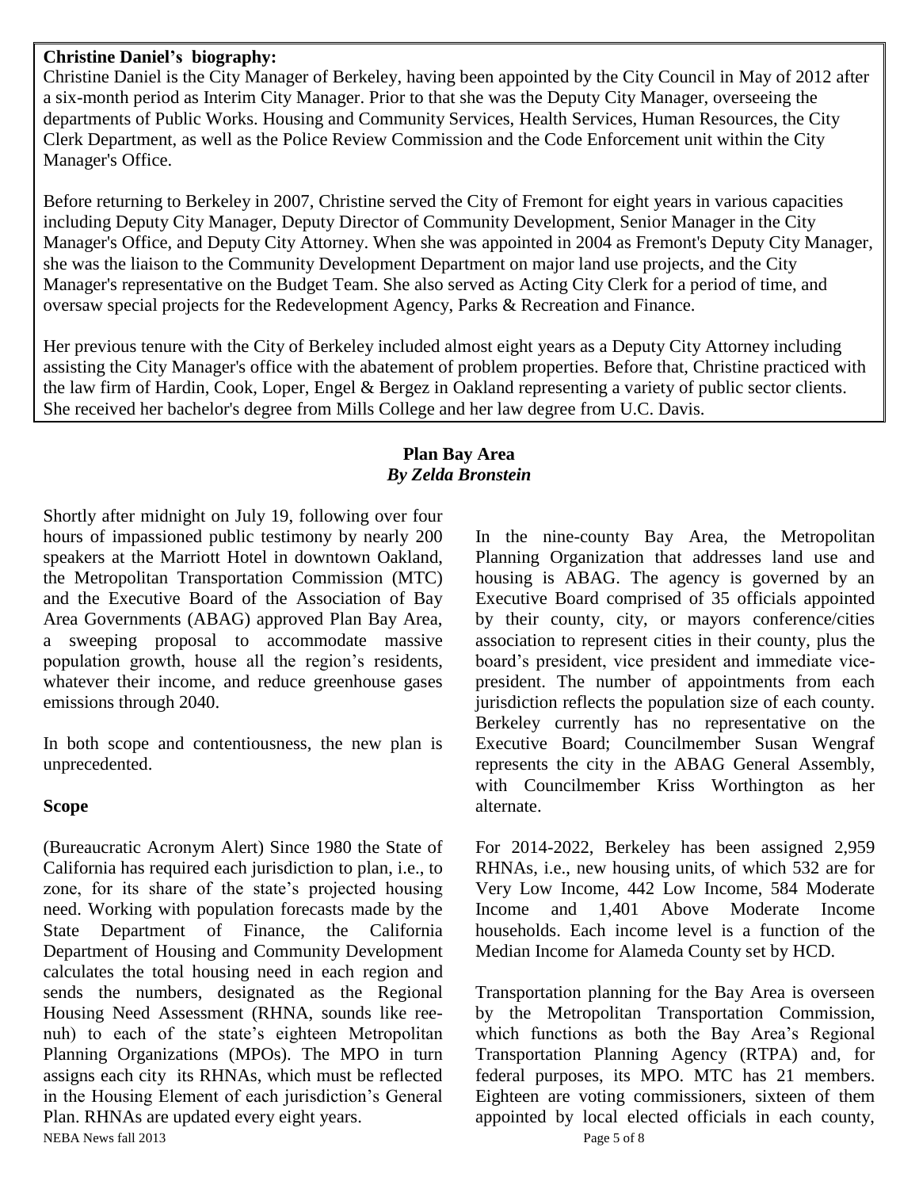**Christine Daniel's biography:**

Christine Daniel is the City Manager of Berkeley, having been appointed by the City Council in May of 2012 after a six-month period as Interim City Manager. Prior to that she was the Deputy City Manager, overseeing the departments of Public Works. Housing and Community Services, Health Services, Human Resources, the City Clerk Department, as well as the Police Review Commission and the Code Enforcement unit within the City Manager's Office.

Before returning to Berkeley in 2007, Christine served the City of Fremont for eight years in various capacities including Deputy City Manager, Deputy Director of Community Development, Senior Manager in the City Manager's Office, and Deputy City Attorney. When she was appointed in 2004 as Fremont's Deputy City Manager, she was the liaison to the Community Development Department on major land use projects, and the City Manager's representative on the Budget Team. She also served as Acting City Clerk for a period of time, and oversaw special projects for the Redevelopment Agency, Parks & Recreation and Finance.

Her previous tenure with the City of Berkeley included almost eight years as a Deputy City Attorney including assisting the City Manager's office with the abatement of problem properties. Before that, Christine practiced with the law firm of Hardin, Cook, Loper, Engel & Bergez in Oakland representing a variety of public sector clients. She received her bachelor's degree from Mills College and her law degree from U.C. Davis.

## Plan Bay Area

***By Zelda Bronstein***

Shortly after midnight on July 19, following over four hours of impassioned public testimony by nearly 200 speakers at the Marriott Hotel in downtown Oakland, the Metropolitan Transportation Commission (MTC) and the Executive Board of the Association of Bay Area Governments (ABAG) approved Plan Bay Area, a sweeping proposal to accommodate massive population growth, house all the region's residents, whatever their income, and reduce greenhouse gases emissions through 2040.

In both scope and contentiousness, the new plan is unprecedented.

### Scope

(Bureaucratic Acronym Alert) Since 1980 the State of California has required each jurisdiction to plan, i.e., to zone, for its share of the state's projected housing need. Working with population forecasts made by the State Department of Finance, the California Department of Housing and Community Development calculates the total housing need in each region and sends the numbers, designated as the Regional Housing Need Assessment (RHNA, sounds like ree-nuh) to each of the state's eighteen Metropolitan Planning Organizations (MPOs). The MPO in turn assigns each city its RHNAs, which must be reflected in the Housing Element of each jurisdiction's General Plan. RHNAs are updated every eight years.

In the nine-county Bay Area, the Metropolitan Planning Organization that addresses land use and housing is ABAG. The agency is governed by an Executive Board comprised of 35 officials appointed by their county, city, or mayors conference/cities association to represent cities in their county, plus the board's president, vice president and immediate vice-president. The number of appointments from each jurisdiction reflects the population size of each county. Berkeley currently has no representative on the Executive Board; Councilmember Susan Wengraf represents the city in the ABAG General Assembly, with Councilmember Kriss Worthington as her alternate.

For 2014-2022, Berkeley has been assigned 2,959 RHNAs, i.e., new housing units, of which 532 are for Very Low Income, 442 Low Income, 584 Moderate Income and 1,401 Above Moderate Income households. Each income level is a function of the Median Income for Alameda County set by HCD.

Transportation planning for the Bay Area is overseen by the Metropolitan Transportation Commission, which functions as both the Bay Area's Regional Transportation Planning Agency (RTPA) and, for federal purposes, its MPO. MTC has 21 members. Eighteen are voting commissioners, sixteen of them appointed by local elected officials in each county,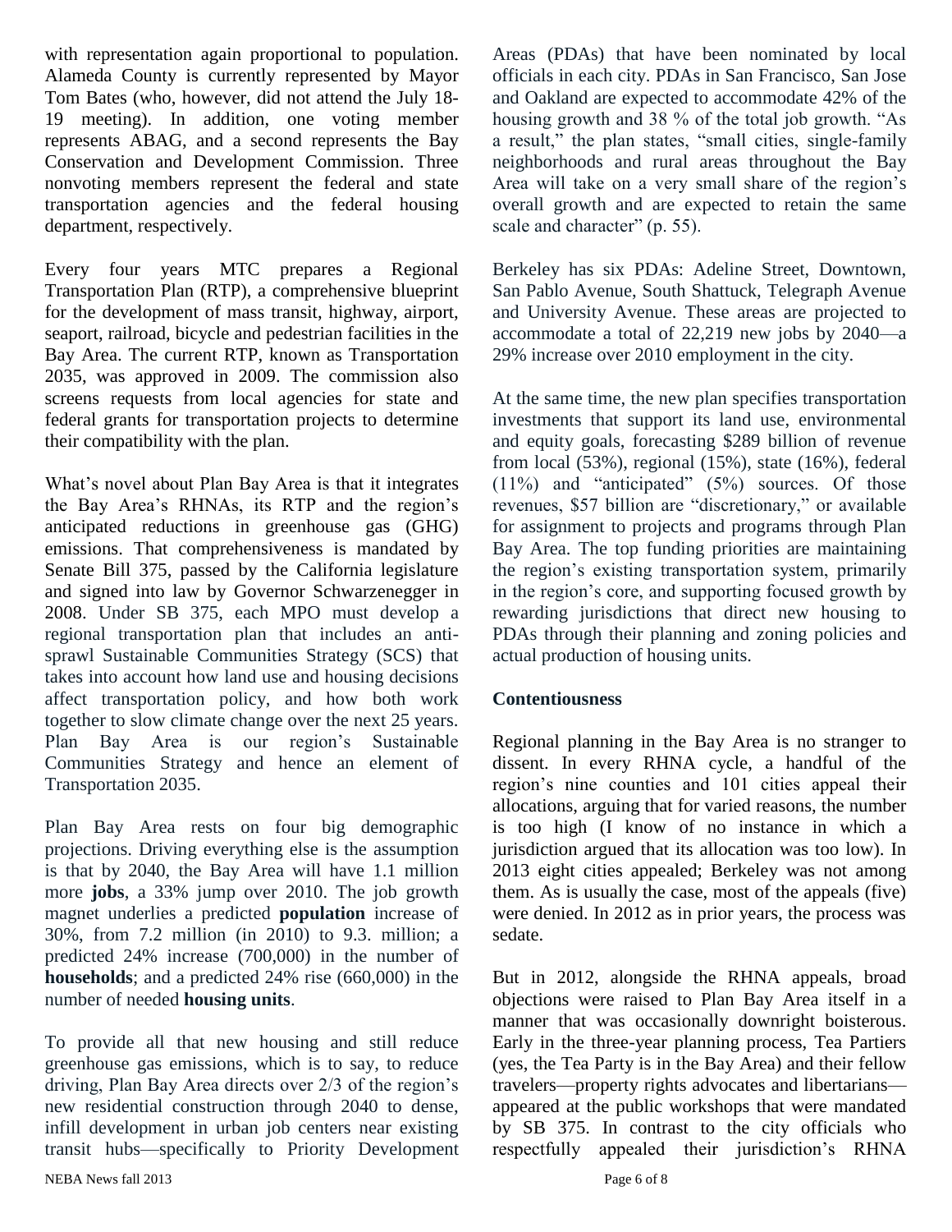with representation again proportional to population. Alameda County is currently represented by Mayor Tom Bates (who, however, did not attend the July 18-19 meeting). In addition, one voting member represents ABAG, and a second represents the Bay Conservation and Development Commission. Three nonvoting members represent the federal and state transportation agencies and the federal housing department, respectively.

Every four years MTC prepares a Regional Transportation Plan (RTP), a comprehensive blueprint for the development of mass transit, highway, airport, seaport, railroad, bicycle and pedestrian facilities in the Bay Area. The current RTP, known as Transportation 2035, was approved in 2009. The commission also screens requests from local agencies for state and federal grants for transportation projects to determine their compatibility with the plan.

What's novel about Plan Bay Area is that it integrates the Bay Area's RHNAs, its RTP and the region's anticipated reductions in greenhouse gas (GHG) emissions. That comprehensiveness is mandated by Senate Bill 375, passed by the California legislature and signed into law by Governor Schwarzenegger in 2008. Under SB 375, each MPO must develop a regional transportation plan that includes an anti-sprawl Sustainable Communities Strategy (SCS) that takes into account how land use and housing decisions affect transportation policy, and how both work together to slow climate change over the next 25 years. Plan Bay Area is our region's Sustainable Communities Strategy and hence an element of Transportation 2035.

Plan Bay Area rests on four big demographic projections. Driving everything else is the assumption is that by 2040, the Bay Area will have 1.1 million more **jobs**, a 33% jump over 2010. The job growth magnet underlies a predicted **population** increase of 30%, from 7.2 million (in 2010) to 9.3. million; a predicted 24% increase (700,000) in the number of **households**; and a predicted 24% rise (660,000) in the number of needed **housing units**.

To provide all that new housing and still reduce greenhouse gas emissions, which is to say, to reduce driving, Plan Bay Area directs over 2/3 of the region's new residential construction through 2040 to dense, infill development in urban job centers near existing transit hubs—specifically to Priority Development Areas (PDAs) that have been nominated by local officials in each city. PDAs in San Francisco, San Jose and Oakland are expected to accommodate 42% of the housing growth and 38 % of the total job growth. "As a result," the plan states, "small cities, single-family neighborhoods and rural areas throughout the Bay Area will take on a very small share of the region's overall growth and are expected to retain the same scale and character" (p. 55).

Berkeley has six PDAs: Adeline Street, Downtown, San Pablo Avenue, South Shattuck, Telegraph Avenue and University Avenue. These areas are projected to accommodate a total of 22,219 new jobs by 2040—a 29% increase over 2010 employment in the city.

At the same time, the new plan specifies transportation investments that support its land use, environmental and equity goals, forecasting $289 billion of revenue from local (53%), regional (15%), state (16%), federal (11%) and "anticipated" (5%) sources. Of those revenues, $57 billion are "discretionary," or available for assignment to projects and programs through Plan Bay Area. The top funding priorities are maintaining the region's existing transportation system, primarily in the region's core, and supporting focused growth by rewarding jurisdictions that direct new housing to PDAs through their planning and zoning policies and actual production of housing units.

## Contentiousness

Regional planning in the Bay Area is no stranger to dissent. In every RHNA cycle, a handful of the region's nine counties and 101 cities appeal their allocations, arguing that for varied reasons, the number is too high (I know of no instance in which a jurisdiction argued that its allocation was too low). In 2013 eight cities appealed; Berkeley was not among them. As is usually the case, most of the appeals (five) were denied. In 2012 as in prior years, the process was sedate.

But in 2012, alongside the RHNA appeals, broad objections were raised to Plan Bay Area itself in a manner that was occasionally downright boisterous. Early in the three-year planning process, Tea Partiers (yes, the Tea Party is in the Bay Area) and their fellow travelers—property rights advocates and libertarians—appeared at the public workshops that were mandated by SB 375. In contrast to the city officials who respectfully appealed their jurisdiction's RHNA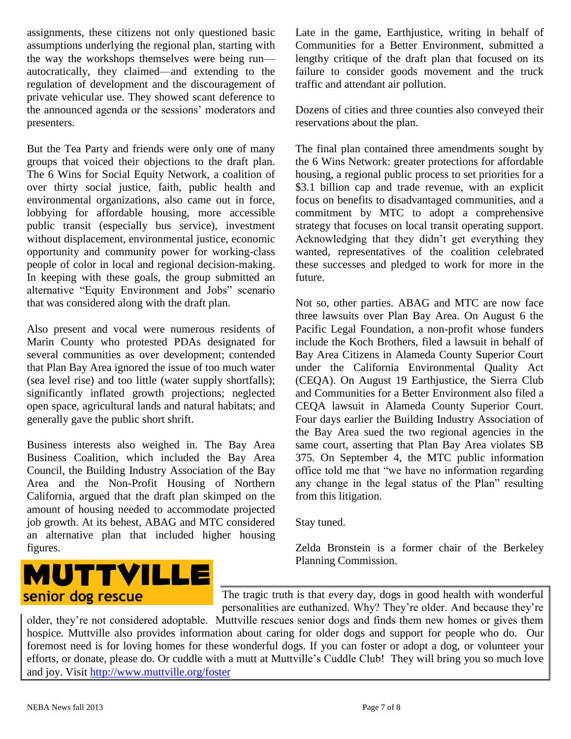assignments, these citizens not only questioned basic assumptions underlying the regional plan, starting with the way the workshops themselves were being run—autocratically, they claimed—and extending to the regulation of development and the discouragement of private vehicular use. They showed scant deference to the announced agenda or the sessions' moderators and presenters.

But the Tea Party and friends were only one of many groups that voiced their objections to the draft plan. The 6 Wins for Social Equity Network, a coalition of over thirty social justice, faith, public health and environmental organizations, also came out in force, lobbying for affordable housing, more accessible public transit (especially bus service), investment without displacement, environmental justice, economic opportunity and community power for working-class people of color in local and regional decision-making. In keeping with these goals, the group submitted an alternative "Equity Environment and Jobs" scenario that was considered along with the draft plan.

Also present and vocal were numerous residents of Marin County who protested PDAs designated for several communities as over development; contended that Plan Bay Area ignored the issue of too much water (sea level rise) and too little (water supply shortfalls); significantly inflated growth projections; neglected open space, agricultural lands and natural habitats; and generally gave the public short shrift.

Business interests also weighed in. The Bay Area Business Coalition, which included the Bay Area Council, the Building Industry Association of the Bay Area and the Non-Profit Housing of Northern California, argued that the draft plan skimped on the amount of housing needed to accommodate projected job growth. At its behest, ABAG and MTC considered an alternative plan that included higher housing figures.

Late in the game, Earthjustice, writing in behalf of Communities for a Better Environment, submitted a lengthy critique of the draft plan that focused on its failure to consider goods movement and the truck traffic and attendant air pollution.

Dozens of cities and three counties also conveyed their reservations about the plan.

The final plan contained three amendments sought by the 6 Wins Network: greater protections for affordable housing, a regional public process to set priorities for a \$3.1 billion cap and trade revenue, with an explicit focus on benefits to disadvantaged communities, and a commitment by MTC to adopt a comprehensive strategy that focuses on local transit operating support. Acknowledging that they didn't get everything they wanted, representatives of the coalition celebrated these successes and pledged to work for more in the future.

Not so, other parties. ABAG and MTC are now face three lawsuits over Plan Bay Area. On August 6 the Pacific Legal Foundation, a non-profit whose funders include the Koch Brothers, filed a lawsuit in behalf of Bay Area Citizens in Alameda County Superior Court under the California Environmental Quality Act (CEQA). On August 19 Earthjustice, the Sierra Club and Communities for a Better Environment also filed a CEQA lawsuit in Alameda County Superior Court. Four days earlier the Building Industry Association of the Bay Area sued the two regional agencies in the same court, asserting that Plan Bay Area violates SB 375. On September 4, the MTC public information office told me that "we have no information regarding any change in the legal status of the Plan" resulting from this litigation.

Stay tuned.

Zelda Bronstein is a former chair of the Berkeley Planning Commission.

---

**MUTTVILLE**
**senior dog rescue**

The tragic truth is that every day, dogs in good health with wonderful personalities are euthanized. Why? They're older. And because they're older, they're not considered adoptable. Muttville rescues senior dogs and finds them new homes or gives them hospice. Muttville also provides information about caring for older dogs and support for people who do. Our foremost need is for loving homes for these wonderful dogs. If you can foster or adopt a dog, or volunteer your efforts, or donate, please do. Or cuddle with a mutt at Muttville's Cuddle Club! They will bring you so much love and joy. Visit http://www.muttville.org/foster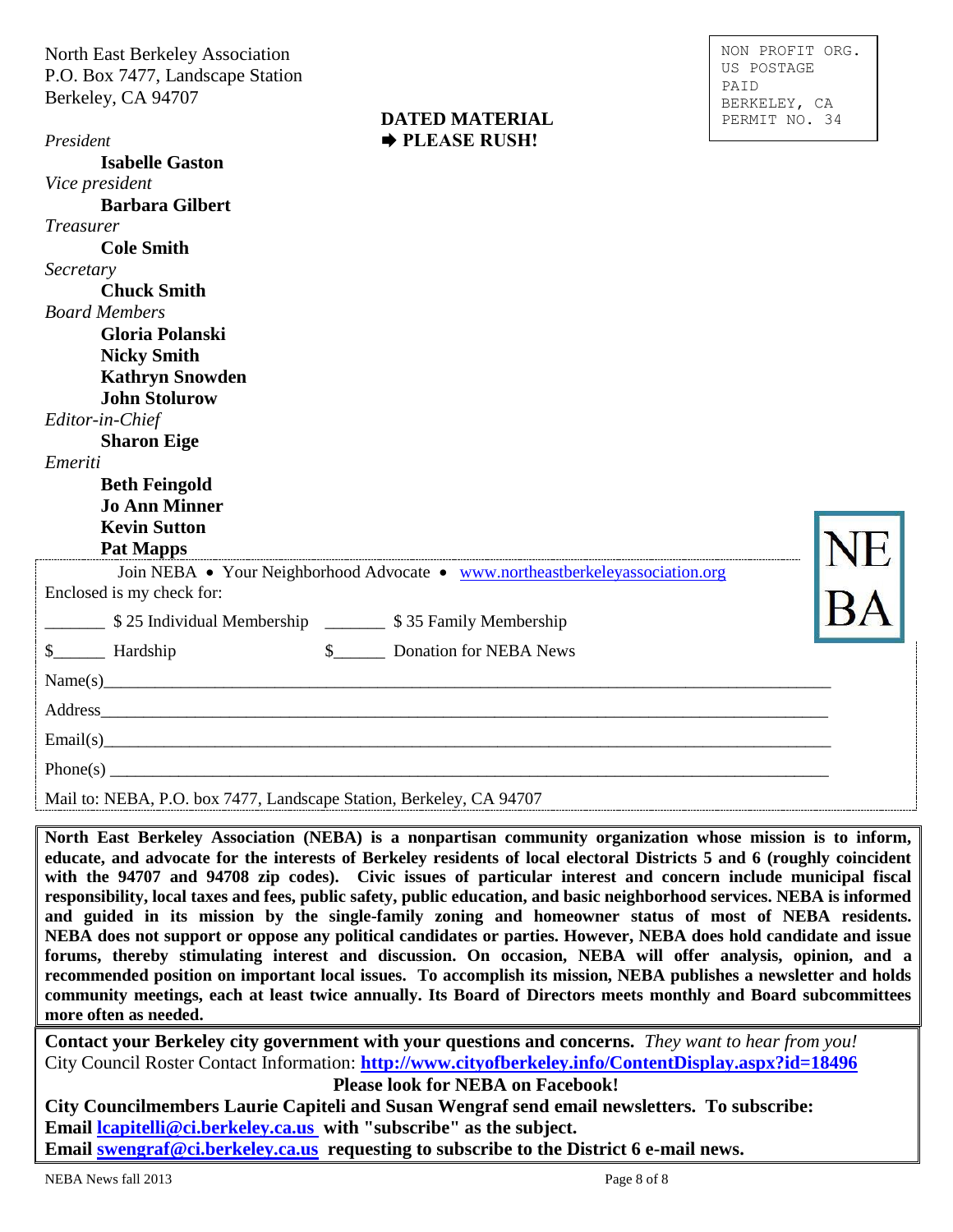North East Berkeley Association
P.O. Box 7477, Landscape Station
Berkeley, CA 94707

NON PROFIT ORG.
US POSTAGE
PAID
BERKELEY, CA
PERMIT NO. 34

**DATED MATERIAL**
**➡ PLEASE RUSH!**

*President*
**Isabelle Gaston**
*Vice president*
**Barbara Gilbert**
*Treasurer*
**Cole Smith**
*Secretary*
**Chuck Smith**
*Board Members*
**Gloria Polanski**
**Nicky Smith**
**Kathryn Snowden**
**John Stolurow**
*Editor-in-Chief*
**Sharon Eige**
*Emeriti*
**Beth Feingold**
**Jo Ann Minner**
**Kevin Sutton**
**Pat Mapps**

NE
BA

Join NEBA • Your Neighborhood Advocate • www.northeastberkeleyassociation.org

Enclosed is my check for:

_______ $ 25 Individual Membership _______ $ 35 Family Membership

$______ Hardship $______ Donation for NEBA News

Name(s)________________________________________________________________________

Address_________________________________________________________________________

Email(s)________________________________________________________________________

Phone(s) _______________________________________________________________________

Mail to: NEBA, P.O. box 7477, Landscape Station, Berkeley, CA 94707

**North East Berkeley Association (NEBA) is a nonpartisan community organization whose mission is to inform, educate, and advocate for the interests of Berkeley residents of local electoral Districts 5 and 6 (roughly coincident with the 94707 and 94708 zip codes). Civic issues of particular interest and concern include municipal fiscal responsibility, local taxes and fees, public safety, public education, and basic neighborhood services. NEBA is informed and guided in its mission by the single-family zoning and homeowner status of most of NEBA residents. NEBA does not support or oppose any political candidates or parties. However, NEBA does hold candidate and issue forums, thereby stimulating interest and discussion. On occasion, NEBA will offer analysis, opinion, and a recommended position on important local issues. To accomplish its mission, NEBA publishes a newsletter and holds community meetings, each at least twice annually. Its Board of Directors meets monthly and Board subcommittees more often as needed.**

**Contact your Berkeley city government with your questions and concerns.** *They want to hear from you!*
City Council Roster Contact Information: **http://www.cityofberkeley.info/ContentDisplay.aspx?id=18496**

**Please look for NEBA on Facebook!**

**City Councilmembers Laurie Capiteli and Susan Wengraf send email newsletters. To subscribe:**
**Email lcapitelli@ci.berkeley.ca.us with "subscribe" as the subject.**
**Email swengraf@ci.berkeley.ca.us requesting to subscribe to the District 6 e-mail news.**

NEBA News fall 2013